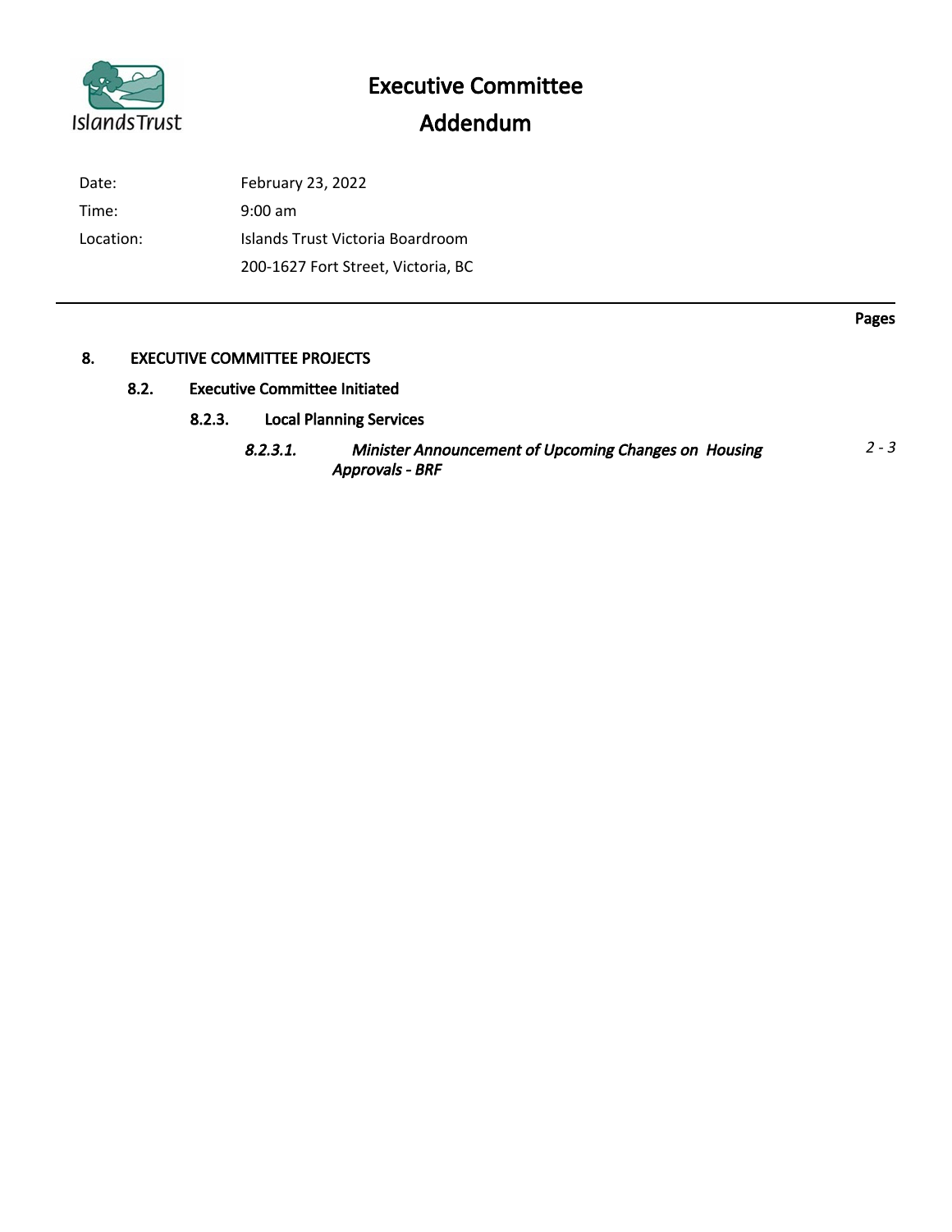# Executive Committee

## Addendum

| | |
|---|---|
| Date: | February 23, 2022 |
| Time: | 9:00 am |
| Location: | Islands Trust Victoria Boardroom |
| | 200-1627 Fort Street, Victoria, BC |

---

**Pages**

**8. EXECUTIVE COMMITTEE PROJECTS**

**8.2. Executive Committee Initiated**

**8.2.3. Local Planning Services**

***8.2.3.1. Minister Announcement of Upcoming Changes on Housing Approvals - BRF*** — *2 - 3*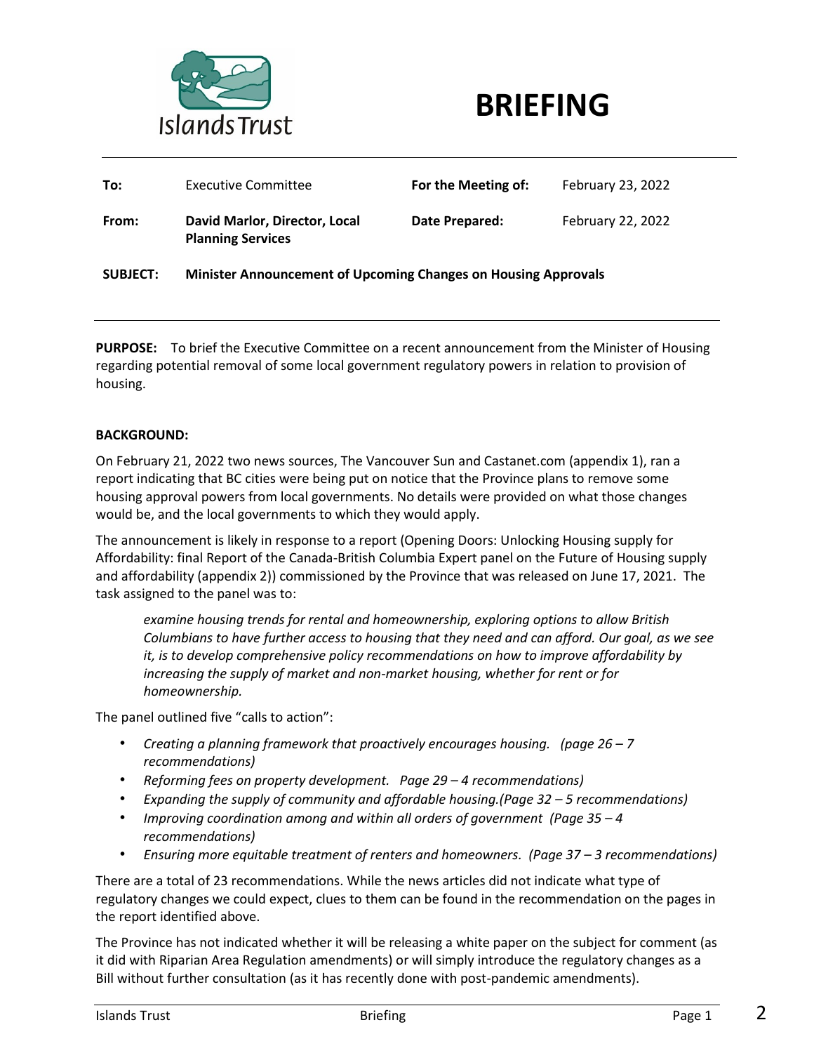# BRIEFING

| **To:** | Executive Committee | **For the Meeting of:** | February 23, 2022 |
|---|---|---|---|
| **From:** | **David Marlor, Director, Local Planning Services** | **Date Prepared:** | February 22, 2022 |
| **SUBJECT:** | **Minister Announcement of Upcoming Changes on Housing Approvals** | | |

**PURPOSE:** To brief the Executive Committee on a recent announcement from the Minister of Housing regarding potential removal of some local government regulatory powers in relation to provision of housing.

**BACKGROUND:**

On February 21, 2022 two news sources, The Vancouver Sun and Castanet.com (appendix 1), ran a report indicating that BC cities were being put on notice that the Province plans to remove some housing approval powers from local governments. No details were provided on what those changes would be, and the local governments to which they would apply.

The announcement is likely in response to a report (Opening Doors: Unlocking Housing supply for Affordability: final Report of the Canada-British Columbia Expert panel on the Future of Housing supply and affordability (appendix 2)) commissioned by the Province that was released on June 17, 2021. The task assigned to the panel was to:

> *examine housing trends for rental and homeownership, exploring options to allow British Columbians to have further access to housing that they need and can afford. Our goal, as we see it, is to develop comprehensive policy recommendations on how to improve affordability by increasing the supply of market and non-market housing, whether for rent or for homeownership.*

The panel outlined five "calls to action":

- *Creating a planning framework that proactively encourages housing. (page 26 – 7 recommendations)*
- *Reforming fees on property development. Page 29 – 4 recommendations)*
- *Expanding the supply of community and affordable housing.(Page 32 – 5 recommendations)*
- *Improving coordination among and within all orders of government (Page 35 – 4 recommendations)*
- *Ensuring more equitable treatment of renters and homeowners. (Page 37 – 3 recommendations)*

There are a total of 23 recommendations. While the news articles did not indicate what type of regulatory changes we could expect, clues to them can be found in the recommendation on the pages in the report identified above.

The Province has not indicated whether it will be releasing a white paper on the subject for comment (as it did with Riparian Area Regulation amendments) or will simply introduce the regulatory changes as a Bill without further consultation (as it has recently done with post-pandemic amendments).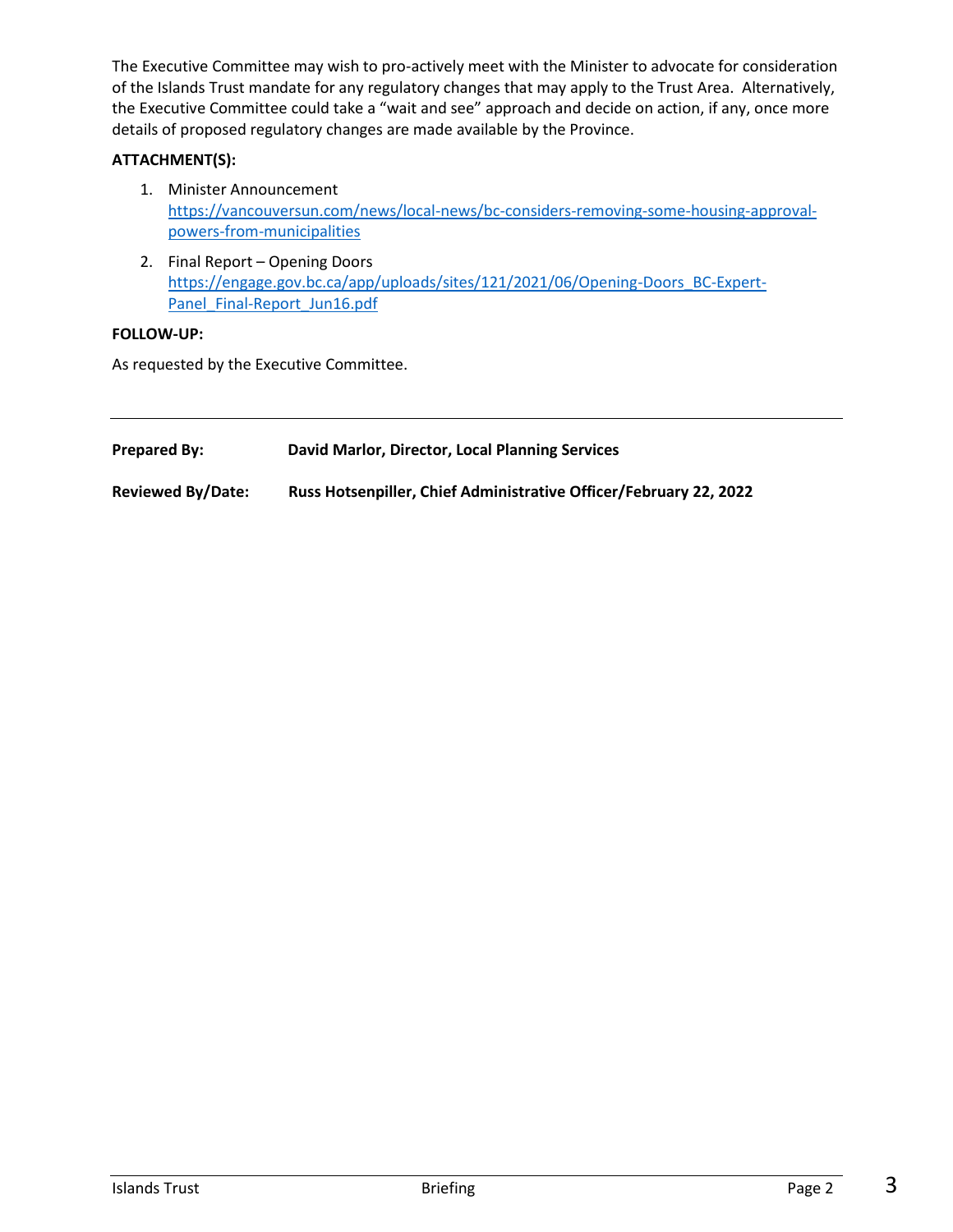The Executive Committee may wish to pro-actively meet with the Minister to advocate for consideration of the Islands Trust mandate for any regulatory changes that may apply to the Trust Area. Alternatively, the Executive Committee could take a "wait and see" approach and decide on action, if any, once more details of proposed regulatory changes are made available by the Province.

**ATTACHMENT(S):**

1. Minister Announcement
   https://vancouversun.com/news/local-news/bc-considers-removing-some-housing-approval-powers-from-municipalities
2. Final Report – Opening Doors
   https://engage.gov.bc.ca/app/uploads/sites/121/2021/06/Opening-Doors_BC-Expert-Panel_Final-Report_Jun16.pdf

**FOLLOW-UP:**

As requested by the Executive Committee.

---

**Prepared By:** **David Marlor, Director, Local Planning Services**

**Reviewed By/Date:** **Russ Hotsenpiller, Chief Administrative Officer/February 22, 2022**